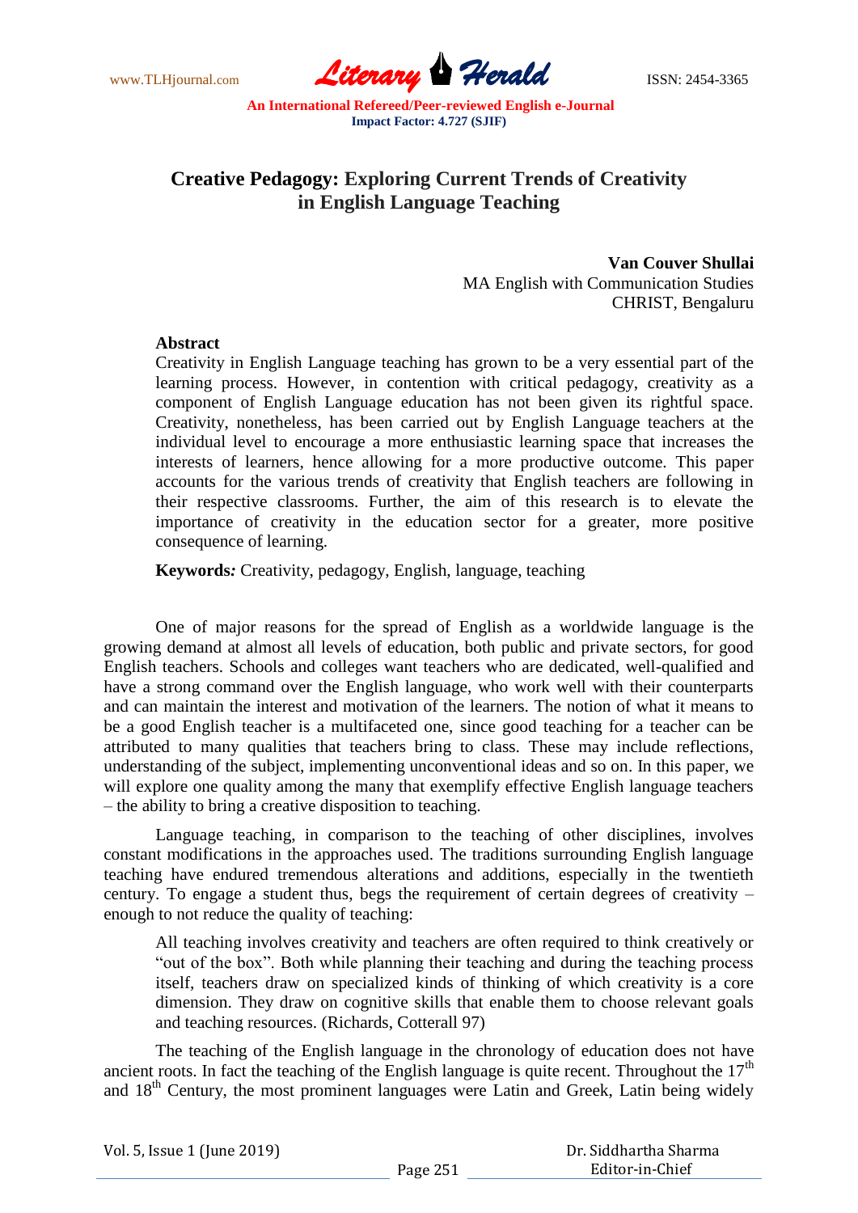# Creative Pedagogy: Exploring Current Trends of Creativity in English Language Teaching

**Van Couver Shullai**
MA English with Communication Studies
CHRIST, Bengaluru

**Abstract**

Creativity in English Language teaching has grown to be a very essential part of the learning process. However, in contention with critical pedagogy, creativity as a component of English Language education has not been given its rightful space. Creativity, nonetheless, has been carried out by English Language teachers at the individual level to encourage a more enthusiastic learning space that increases the interests of learners, hence allowing for a more productive outcome. This paper accounts for the various trends of creativity that English teachers are following in their respective classrooms. Further, the aim of this research is to elevate the importance of creativity in the education sector for a greater, more positive consequence of learning.

**Keywords*:*** Creativity, pedagogy, English, language, teaching

One of major reasons for the spread of English as a worldwide language is the growing demand at almost all levels of education, both public and private sectors, for good English teachers. Schools and colleges want teachers who are dedicated, well-qualified and have a strong command over the English language, who work well with their counterparts and can maintain the interest and motivation of the learners. The notion of what it means to be a good English teacher is a multifaceted one, since good teaching for a teacher can be attributed to many qualities that teachers bring to class. These may include reflections, understanding of the subject, implementing unconventional ideas and so on. In this paper, we will explore one quality among the many that exemplify effective English language teachers – the ability to bring a creative disposition to teaching.

Language teaching, in comparison to the teaching of other disciplines, involves constant modifications in the approaches used. The traditions surrounding English language teaching have endured tremendous alterations and additions, especially in the twentieth century. To engage a student thus, begs the requirement of certain degrees of creativity – enough to not reduce the quality of teaching:

> All teaching involves creativity and teachers are often required to think creatively or "out of the box". Both while planning their teaching and during the teaching process itself, teachers draw on specialized kinds of thinking of which creativity is a core dimension. They draw on cognitive skills that enable them to choose relevant goals and teaching resources. (Richards, Cotterall 97)

The teaching of the English language in the chronology of education does not have ancient roots. In fact the teaching of the English language is quite recent. Throughout the 17th and 18th Century, the most prominent languages were Latin and Greek, Latin being widely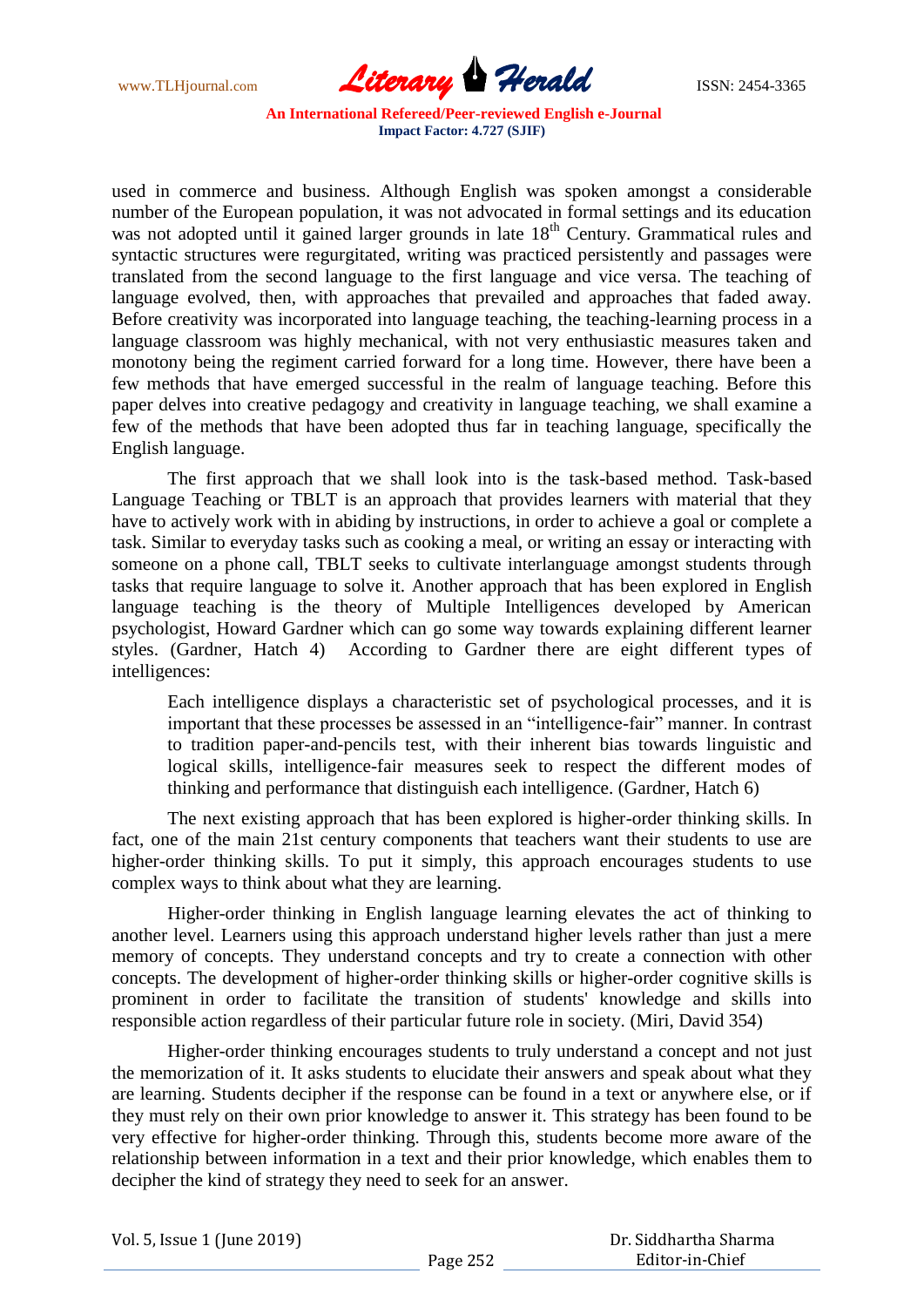used in commerce and business. Although English was spoken amongst a considerable number of the European population, it was not advocated in formal settings and its education was not adopted until it gained larger grounds in late 18th Century. Grammatical rules and syntactic structures were regurgitated, writing was practiced persistently and passages were translated from the second language to the first language and vice versa. The teaching of language evolved, then, with approaches that prevailed and approaches that faded away. Before creativity was incorporated into language teaching, the teaching-learning process in a language classroom was highly mechanical, with not very enthusiastic measures taken and monotony being the regiment carried forward for a long time. However, there have been a few methods that have emerged successful in the realm of language teaching. Before this paper delves into creative pedagogy and creativity in language teaching, we shall examine a few of the methods that have been adopted thus far in teaching language, specifically the English language.

The first approach that we shall look into is the task-based method. Task-based Language Teaching or TBLT is an approach that provides learners with material that they have to actively work with in abiding by instructions, in order to achieve a goal or complete a task. Similar to everyday tasks such as cooking a meal, or writing an essay or interacting with someone on a phone call, TBLT seeks to cultivate interlanguage amongst students through tasks that require language to solve it. Another approach that has been explored in English language teaching is the theory of Multiple Intelligences developed by American psychologist, Howard Gardner which can go some way towards explaining different learner styles. (Gardner, Hatch 4) According to Gardner there are eight different types of intelligences:

> Each intelligence displays a characteristic set of psychological processes, and it is important that these processes be assessed in an "intelligence-fair" manner. In contrast to tradition paper-and-pencils test, with their inherent bias towards linguistic and logical skills, intelligence-fair measures seek to respect the different modes of thinking and performance that distinguish each intelligence. (Gardner, Hatch 6)

The next existing approach that has been explored is higher-order thinking skills. In fact, one of the main 21st century components that teachers want their students to use are higher-order thinking skills. To put it simply, this approach encourages students to use complex ways to think about what they are learning.

Higher-order thinking in English language learning elevates the act of thinking to another level. Learners using this approach understand higher levels rather than just a mere memory of concepts. They understand concepts and try to create a connection with other concepts. The development of higher-order thinking skills or higher-order cognitive skills is prominent in order to facilitate the transition of students' knowledge and skills into responsible action regardless of their particular future role in society. (Miri, David 354)

Higher-order thinking encourages students to truly understand a concept and not just the memorization of it. It asks students to elucidate their answers and speak about what they are learning. Students decipher if the response can be found in a text or anywhere else, or if they must rely on their own prior knowledge to answer it. This strategy has been found to be very effective for higher-order thinking. Through this, students become more aware of the relationship between information in a text and their prior knowledge, which enables them to decipher the kind of strategy they need to seek for an answer.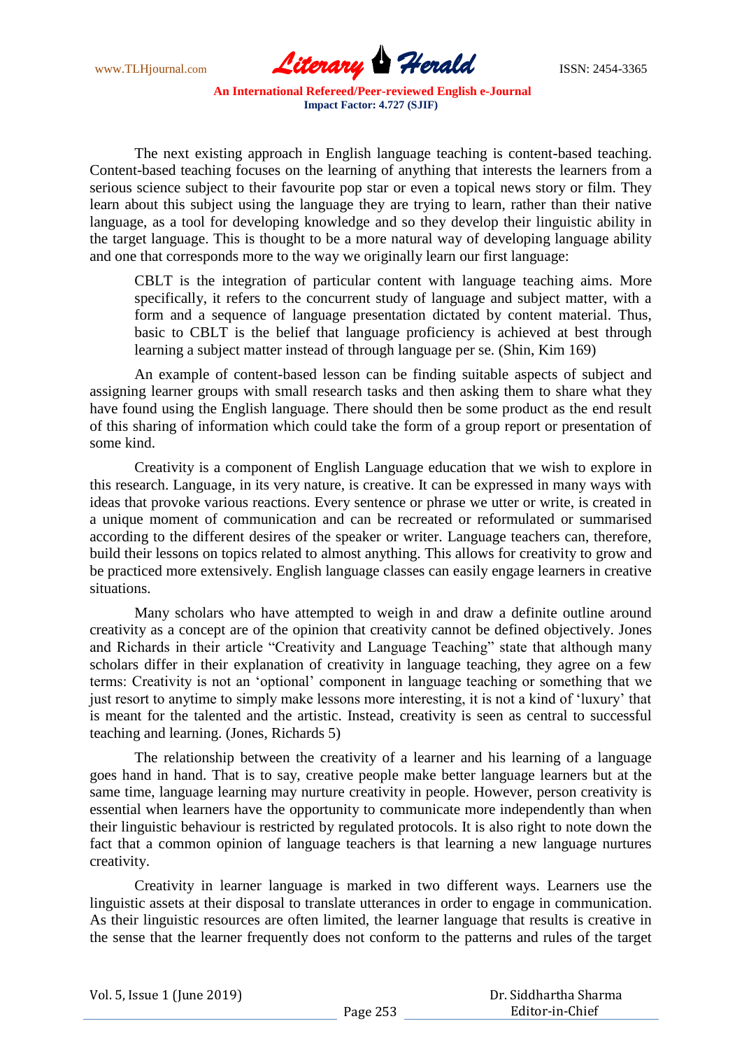The next existing approach in English language teaching is content-based teaching. Content-based teaching focuses on the learning of anything that interests the learners from a serious science subject to their favourite pop star or even a topical news story or film. They learn about this subject using the language they are trying to learn, rather than their native language, as a tool for developing knowledge and so they develop their linguistic ability in the target language. This is thought to be a more natural way of developing language ability and one that corresponds more to the way we originally learn our first language:

> CBLT is the integration of particular content with language teaching aims. More specifically, it refers to the concurrent study of language and subject matter, with a form and a sequence of language presentation dictated by content material. Thus, basic to CBLT is the belief that language proficiency is achieved at best through learning a subject matter instead of through language per se. (Shin, Kim 169)

An example of content-based lesson can be finding suitable aspects of subject and assigning learner groups with small research tasks and then asking them to share what they have found using the English language. There should then be some product as the end result of this sharing of information which could take the form of a group report or presentation of some kind.

Creativity is a component of English Language education that we wish to explore in this research. Language, in its very nature, is creative. It can be expressed in many ways with ideas that provoke various reactions. Every sentence or phrase we utter or write, is created in a unique moment of communication and can be recreated or reformulated or summarised according to the different desires of the speaker or writer. Language teachers can, therefore, build their lessons on topics related to almost anything. This allows for creativity to grow and be practiced more extensively. English language classes can easily engage learners in creative situations.

Many scholars who have attempted to weigh in and draw a definite outline around creativity as a concept are of the opinion that creativity cannot be defined objectively. Jones and Richards in their article "Creativity and Language Teaching" state that although many scholars differ in their explanation of creativity in language teaching, they agree on a few terms: Creativity is not an 'optional' component in language teaching or something that we just resort to anytime to simply make lessons more interesting, it is not a kind of 'luxury' that is meant for the talented and the artistic. Instead, creativity is seen as central to successful teaching and learning. (Jones, Richards 5)

The relationship between the creativity of a learner and his learning of a language goes hand in hand. That is to say, creative people make better language learners but at the same time, language learning may nurture creativity in people. However, person creativity is essential when learners have the opportunity to communicate more independently than when their linguistic behaviour is restricted by regulated protocols. It is also right to note down the fact that a common opinion of language teachers is that learning a new language nurtures creativity.

Creativity in learner language is marked in two different ways. Learners use the linguistic assets at their disposal to translate utterances in order to engage in communication. As their linguistic resources are often limited, the learner language that results is creative in the sense that the learner frequently does not conform to the patterns and rules of the target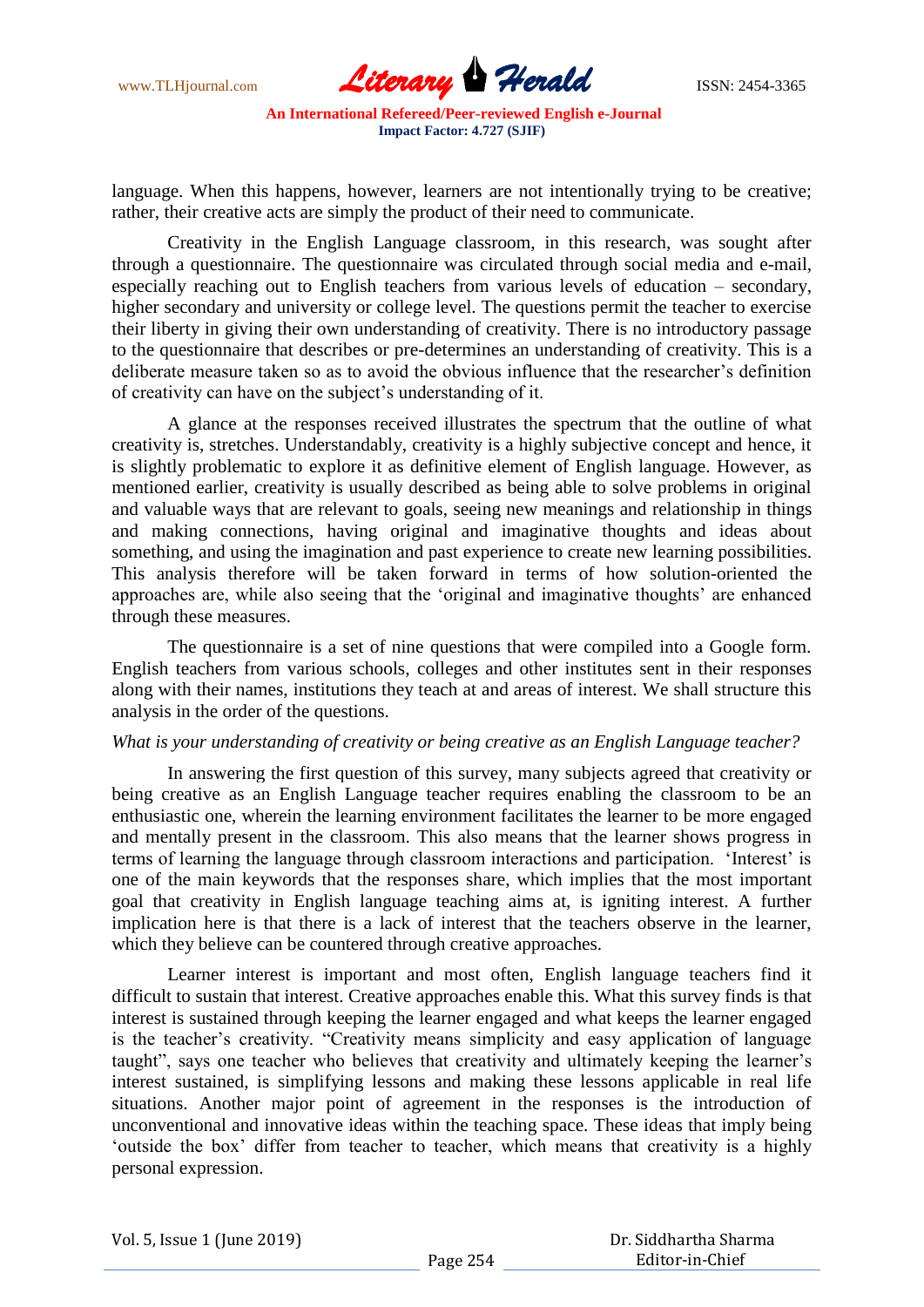language. When this happens, however, learners are not intentionally trying to be creative; rather, their creative acts are simply the product of their need to communicate.

Creativity in the English Language classroom, in this research, was sought after through a questionnaire. The questionnaire was circulated through social media and e-mail, especially reaching out to English teachers from various levels of education – secondary, higher secondary and university or college level. The questions permit the teacher to exercise their liberty in giving their own understanding of creativity. There is no introductory passage to the questionnaire that describes or pre-determines an understanding of creativity. This is a deliberate measure taken so as to avoid the obvious influence that the researcher's definition of creativity can have on the subject's understanding of it.

A glance at the responses received illustrates the spectrum that the outline of what creativity is, stretches. Understandably, creativity is a highly subjective concept and hence, it is slightly problematic to explore it as definitive element of English language. However, as mentioned earlier, creativity is usually described as being able to solve problems in original and valuable ways that are relevant to goals, seeing new meanings and relationship in things and making connections, having original and imaginative thoughts and ideas about something, and using the imagination and past experience to create new learning possibilities. This analysis therefore will be taken forward in terms of how solution-oriented the approaches are, while also seeing that the 'original and imaginative thoughts' are enhanced through these measures.

The questionnaire is a set of nine questions that were compiled into a Google form. English teachers from various schools, colleges and other institutes sent in their responses along with their names, institutions they teach at and areas of interest. We shall structure this analysis in the order of the questions.

*What is your understanding of creativity or being creative as an English Language teacher?*

In answering the first question of this survey, many subjects agreed that creativity or being creative as an English Language teacher requires enabling the classroom to be an enthusiastic one, wherein the learning environment facilitates the learner to be more engaged and mentally present in the classroom. This also means that the learner shows progress in terms of learning the language through classroom interactions and participation. 'Interest' is one of the main keywords that the responses share, which implies that the most important goal that creativity in English language teaching aims at, is igniting interest. A further implication here is that there is a lack of interest that the teachers observe in the learner, which they believe can be countered through creative approaches.

Learner interest is important and most often, English language teachers find it difficult to sustain that interest. Creative approaches enable this. What this survey finds is that interest is sustained through keeping the learner engaged and what keeps the learner engaged is the teacher's creativity. "Creativity means simplicity and easy application of language taught", says one teacher who believes that creativity and ultimately keeping the learner's interest sustained, is simplifying lessons and making these lessons applicable in real life situations. Another major point of agreement in the responses is the introduction of unconventional and innovative ideas within the teaching space. These ideas that imply being 'outside the box' differ from teacher to teacher, which means that creativity is a highly personal expression.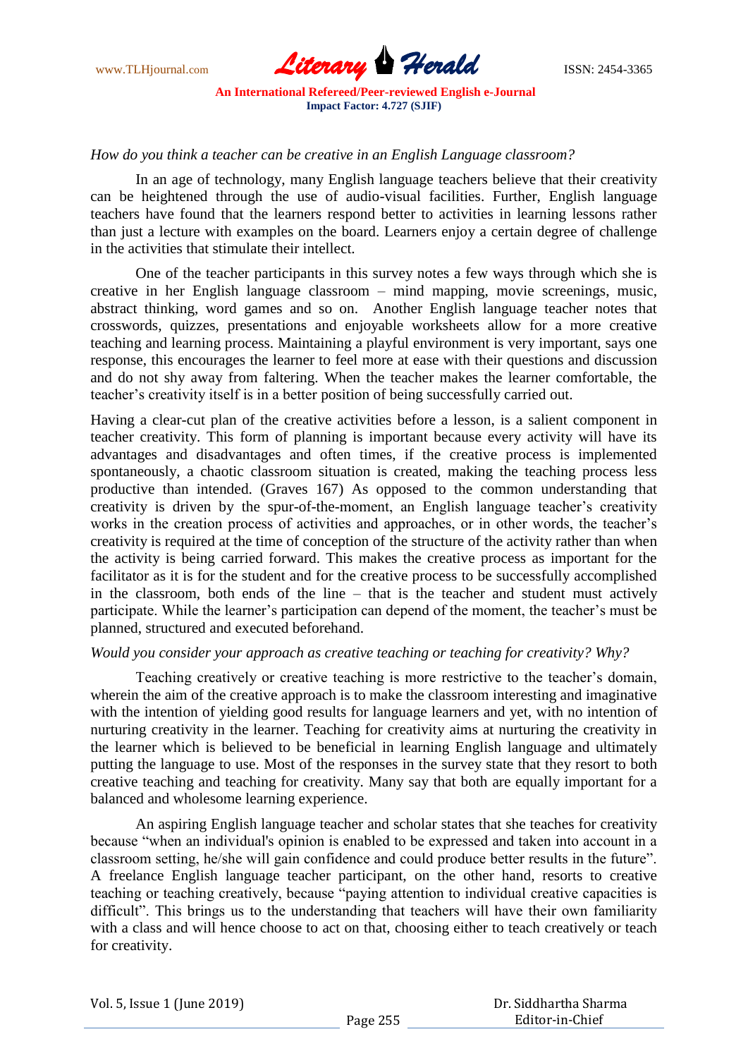*How do you think a teacher can be creative in an English Language classroom?*

In an age of technology, many English language teachers believe that their creativity can be heightened through the use of audio-visual facilities. Further, English language teachers have found that the learners respond better to activities in learning lessons rather than just a lecture with examples on the board. Learners enjoy a certain degree of challenge in the activities that stimulate their intellect.

One of the teacher participants in this survey notes a few ways through which she is creative in her English language classroom – mind mapping, movie screenings, music, abstract thinking, word games and so on. Another English language teacher notes that crosswords, quizzes, presentations and enjoyable worksheets allow for a more creative teaching and learning process. Maintaining a playful environment is very important, says one response, this encourages the learner to feel more at ease with their questions and discussion and do not shy away from faltering. When the teacher makes the learner comfortable, the teacher's creativity itself is in a better position of being successfully carried out.

Having a clear-cut plan of the creative activities before a lesson, is a salient component in teacher creativity. This form of planning is important because every activity will have its advantages and disadvantages and often times, if the creative process is implemented spontaneously, a chaotic classroom situation is created, making the teaching process less productive than intended. (Graves 167) As opposed to the common understanding that creativity is driven by the spur-of-the-moment, an English language teacher's creativity works in the creation process of activities and approaches, or in other words, the teacher's creativity is required at the time of conception of the structure of the activity rather than when the activity is being carried forward. This makes the creative process as important for the facilitator as it is for the student and for the creative process to be successfully accomplished in the classroom, both ends of the line – that is the teacher and student must actively participate. While the learner's participation can depend of the moment, the teacher's must be planned, structured and executed beforehand.

*Would you consider your approach as creative teaching or teaching for creativity? Why?*

Teaching creatively or creative teaching is more restrictive to the teacher's domain, wherein the aim of the creative approach is to make the classroom interesting and imaginative with the intention of yielding good results for language learners and yet, with no intention of nurturing creativity in the learner. Teaching for creativity aims at nurturing the creativity in the learner which is believed to be beneficial in learning English language and ultimately putting the language to use. Most of the responses in the survey state that they resort to both creative teaching and teaching for creativity. Many say that both are equally important for a balanced and wholesome learning experience.

An aspiring English language teacher and scholar states that she teaches for creativity because "when an individual's opinion is enabled to be expressed and taken into account in a classroom setting, he/she will gain confidence and could produce better results in the future". A freelance English language teacher participant, on the other hand, resorts to creative teaching or teaching creatively, because "paying attention to individual creative capacities is difficult". This brings us to the understanding that teachers will have their own familiarity with a class and will hence choose to act on that, choosing either to teach creatively or teach for creativity.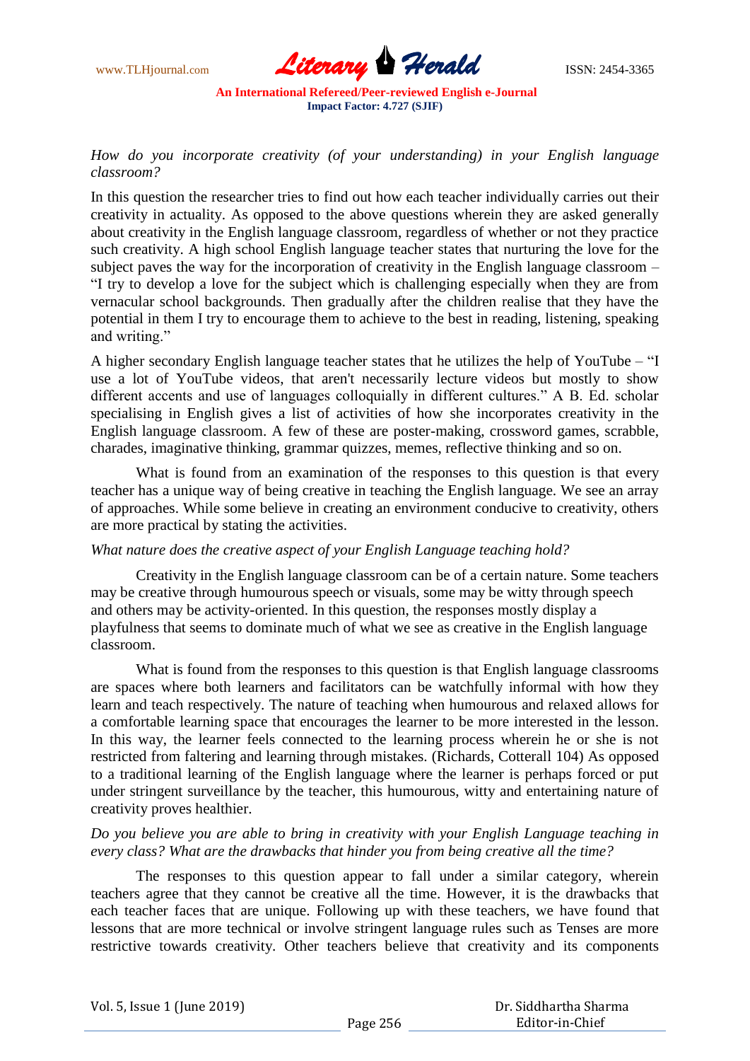*How do you incorporate creativity (of your understanding) in your English language classroom?*

In this question the researcher tries to find out how each teacher individually carries out their creativity in actuality. As opposed to the above questions wherein they are asked generally about creativity in the English language classroom, regardless of whether or not they practice such creativity. A high school English language teacher states that nurturing the love for the subject paves the way for the incorporation of creativity in the English language classroom – "I try to develop a love for the subject which is challenging especially when they are from vernacular school backgrounds. Then gradually after the children realise that they have the potential in them I try to encourage them to achieve to the best in reading, listening, speaking and writing."

A higher secondary English language teacher states that he utilizes the help of YouTube – "I use a lot of YouTube videos, that aren't necessarily lecture videos but mostly to show different accents and use of languages colloquially in different cultures." A B. Ed. scholar specialising in English gives a list of activities of how she incorporates creativity in the English language classroom. A few of these are poster-making, crossword games, scrabble, charades, imaginative thinking, grammar quizzes, memes, reflective thinking and so on.

What is found from an examination of the responses to this question is that every teacher has a unique way of being creative in teaching the English language. We see an array of approaches. While some believe in creating an environment conducive to creativity, others are more practical by stating the activities.

*What nature does the creative aspect of your English Language teaching hold?*

Creativity in the English language classroom can be of a certain nature. Some teachers may be creative through humourous speech or visuals, some may be witty through speech and others may be activity-oriented. In this question, the responses mostly display a playfulness that seems to dominate much of what we see as creative in the English language classroom.

What is found from the responses to this question is that English language classrooms are spaces where both learners and facilitators can be watchfully informal with how they learn and teach respectively. The nature of teaching when humourous and relaxed allows for a comfortable learning space that encourages the learner to be more interested in the lesson. In this way, the learner feels connected to the learning process wherein he or she is not restricted from faltering and learning through mistakes. (Richards, Cotterall 104) As opposed to a traditional learning of the English language where the learner is perhaps forced or put under stringent surveillance by the teacher, this humourous, witty and entertaining nature of creativity proves healthier.

*Do you believe you are able to bring in creativity with your English Language teaching in every class? What are the drawbacks that hinder you from being creative all the time?*

The responses to this question appear to fall under a similar category, wherein teachers agree that they cannot be creative all the time. However, it is the drawbacks that each teacher faces that are unique. Following up with these teachers, we have found that lessons that are more technical or involve stringent language rules such as Tenses are more restrictive towards creativity. Other teachers believe that creativity and its components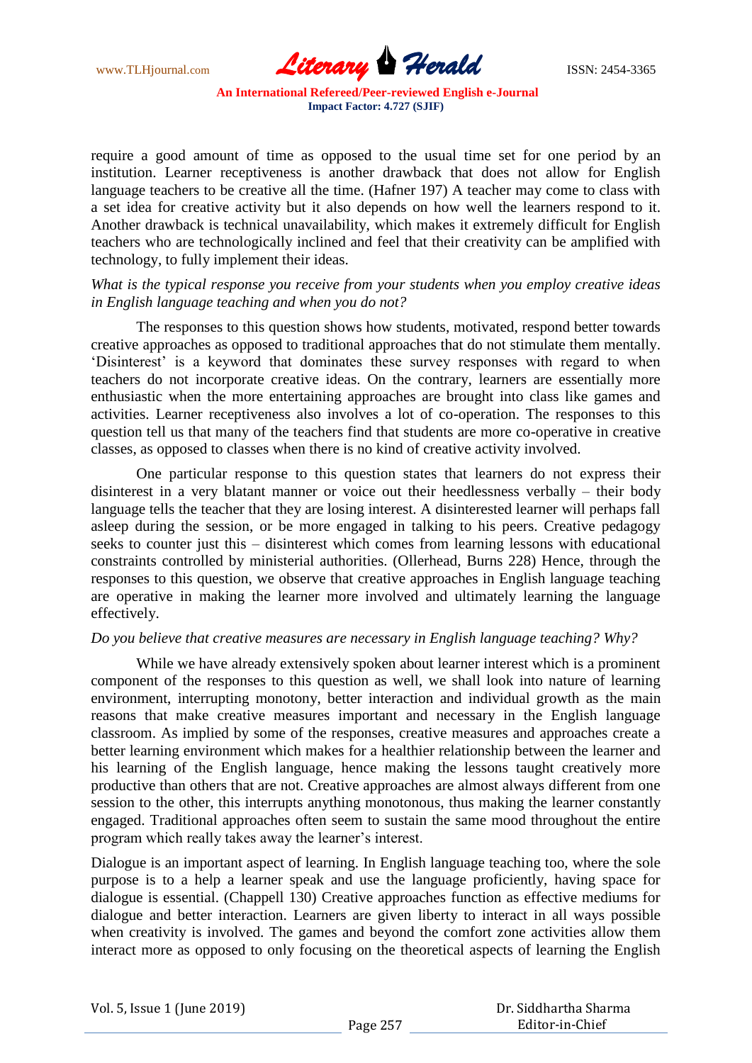require a good amount of time as opposed to the usual time set for one period by an institution. Learner receptiveness is another drawback that does not allow for English language teachers to be creative all the time. (Hafner 197) A teacher may come to class with a set idea for creative activity but it also depends on how well the learners respond to it. Another drawback is technical unavailability, which makes it extremely difficult for English teachers who are technologically inclined and feel that their creativity can be amplified with technology, to fully implement their ideas.

*What is the typical response you receive from your students when you employ creative ideas in English language teaching and when you do not?*

The responses to this question shows how students, motivated, respond better towards creative approaches as opposed to traditional approaches that do not stimulate them mentally. 'Disinterest' is a keyword that dominates these survey responses with regard to when teachers do not incorporate creative ideas. On the contrary, learners are essentially more enthusiastic when the more entertaining approaches are brought into class like games and activities. Learner receptiveness also involves a lot of co-operation. The responses to this question tell us that many of the teachers find that students are more co-operative in creative classes, as opposed to classes when there is no kind of creative activity involved.

One particular response to this question states that learners do not express their disinterest in a very blatant manner or voice out their heedlessness verbally – their body language tells the teacher that they are losing interest. A disinterested learner will perhaps fall asleep during the session, or be more engaged in talking to his peers. Creative pedagogy seeks to counter just this – disinterest which comes from learning lessons with educational constraints controlled by ministerial authorities. (Ollerhead, Burns 228) Hence, through the responses to this question, we observe that creative approaches in English language teaching are operative in making the learner more involved and ultimately learning the language effectively.

*Do you believe that creative measures are necessary in English language teaching? Why?*

While we have already extensively spoken about learner interest which is a prominent component of the responses to this question as well, we shall look into nature of learning environment, interrupting monotony, better interaction and individual growth as the main reasons that make creative measures important and necessary in the English language classroom. As implied by some of the responses, creative measures and approaches create a better learning environment which makes for a healthier relationship between the learner and his learning of the English language, hence making the lessons taught creatively more productive than others that are not. Creative approaches are almost always different from one session to the other, this interrupts anything monotonous, thus making the learner constantly engaged. Traditional approaches often seem to sustain the same mood throughout the entire program which really takes away the learner's interest.

Dialogue is an important aspect of learning. In English language teaching too, where the sole purpose is to a help a learner speak and use the language proficiently, having space for dialogue is essential. (Chappell 130) Creative approaches function as effective mediums for dialogue and better interaction. Learners are given liberty to interact in all ways possible when creativity is involved. The games and beyond the comfort zone activities allow them interact more as opposed to only focusing on the theoretical aspects of learning the English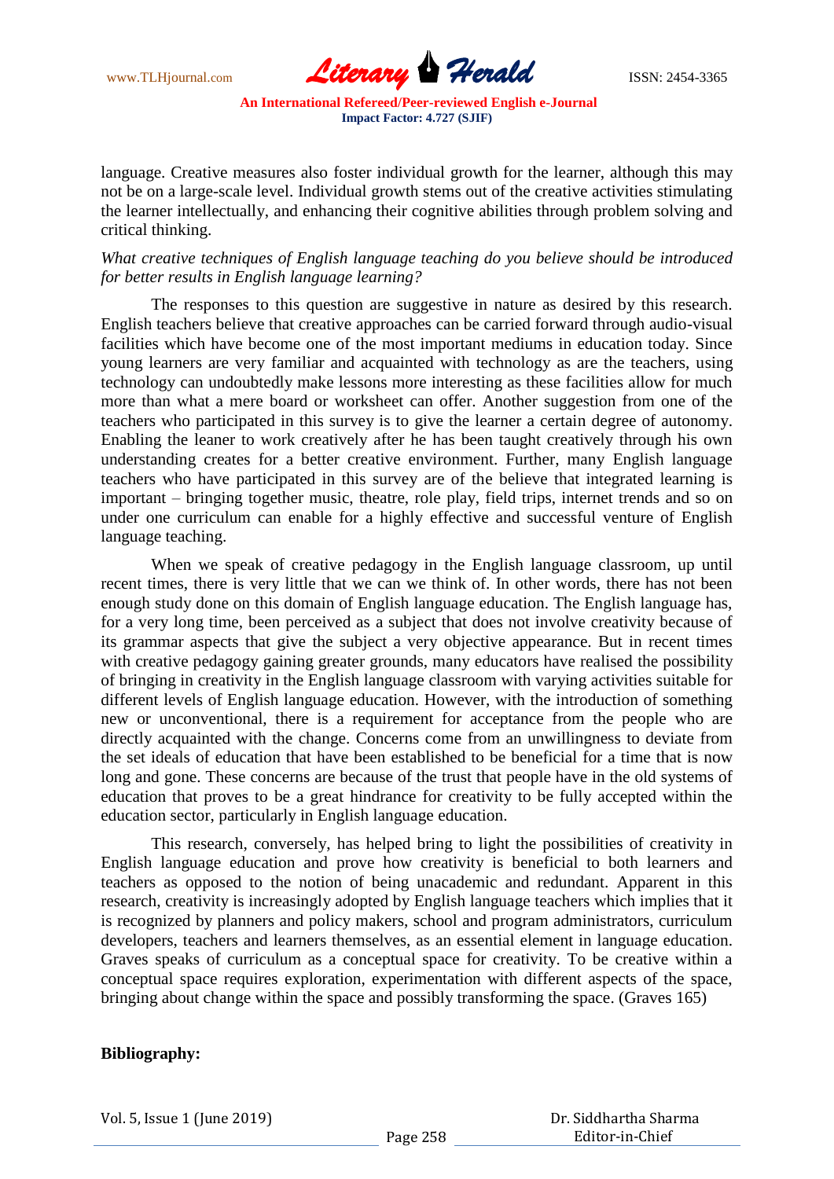language. Creative measures also foster individual growth for the learner, although this may not be on a large-scale level. Individual growth stems out of the creative activities stimulating the learner intellectually, and enhancing their cognitive abilities through problem solving and critical thinking.

*What creative techniques of English language teaching do you believe should be introduced for better results in English language learning?*

The responses to this question are suggestive in nature as desired by this research. English teachers believe that creative approaches can be carried forward through audio-visual facilities which have become one of the most important mediums in education today. Since young learners are very familiar and acquainted with technology as are the teachers, using technology can undoubtedly make lessons more interesting as these facilities allow for much more than what a mere board or worksheet can offer. Another suggestion from one of the teachers who participated in this survey is to give the learner a certain degree of autonomy. Enabling the leaner to work creatively after he has been taught creatively through his own understanding creates for a better creative environment. Further, many English language teachers who have participated in this survey are of the believe that integrated learning is important – bringing together music, theatre, role play, field trips, internet trends and so on under one curriculum can enable for a highly effective and successful venture of English language teaching.

When we speak of creative pedagogy in the English language classroom, up until recent times, there is very little that we can we think of. In other words, there has not been enough study done on this domain of English language education. The English language has, for a very long time, been perceived as a subject that does not involve creativity because of its grammar aspects that give the subject a very objective appearance. But in recent times with creative pedagogy gaining greater grounds, many educators have realised the possibility of bringing in creativity in the English language classroom with varying activities suitable for different levels of English language education. However, with the introduction of something new or unconventional, there is a requirement for acceptance from the people who are directly acquainted with the change. Concerns come from an unwillingness to deviate from the set ideals of education that have been established to be beneficial for a time that is now long and gone. These concerns are because of the trust that people have in the old systems of education that proves to be a great hindrance for creativity to be fully accepted within the education sector, particularly in English language education.

This research, conversely, has helped bring to light the possibilities of creativity in English language education and prove how creativity is beneficial to both learners and teachers as opposed to the notion of being unacademic and redundant. Apparent in this research, creativity is increasingly adopted by English language teachers which implies that it is recognized by planners and policy makers, school and program administrators, curriculum developers, teachers and learners themselves, as an essential element in language education. Graves speaks of curriculum as a conceptual space for creativity. To be creative within a conceptual space requires exploration, experimentation with different aspects of the space, bringing about change within the space and possibly transforming the space. (Graves 165)

**Bibliography:**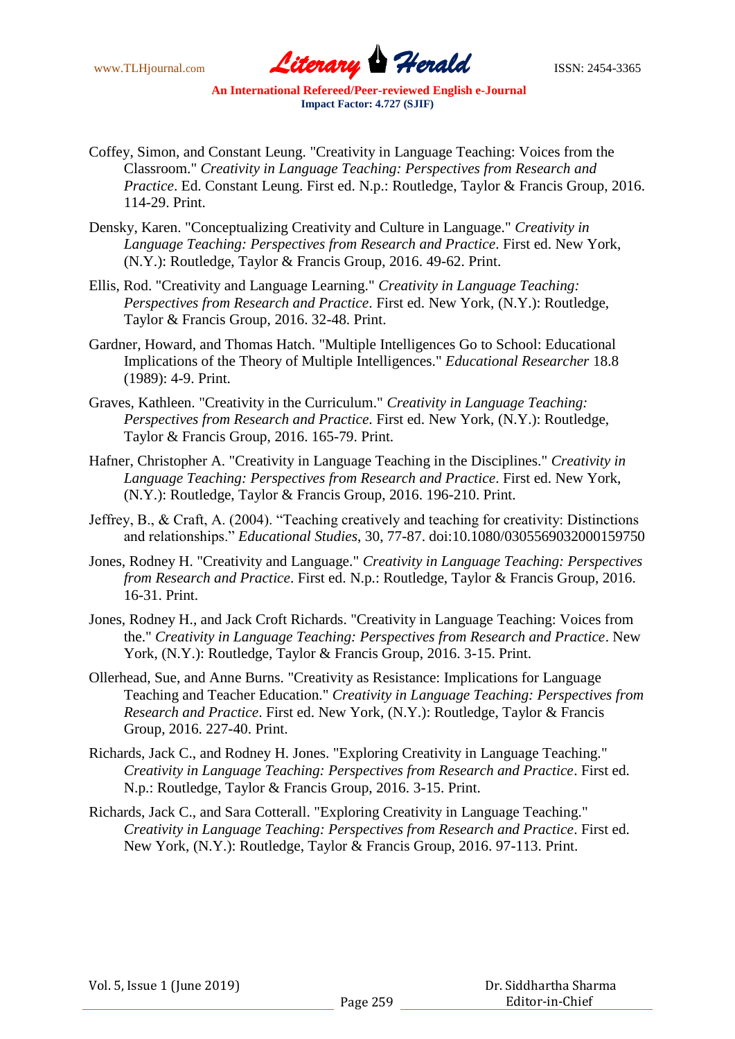Coffey, Simon, and Constant Leung. "Creativity in Language Teaching: Voices from the Classroom." *Creativity in Language Teaching: Perspectives from Research and Practice*. Ed. Constant Leung. First ed. N.p.: Routledge, Taylor & Francis Group, 2016. 114-29. Print.

Densky, Karen. "Conceptualizing Creativity and Culture in Language." *Creativity in Language Teaching: Perspectives from Research and Practice*. First ed. New York, (N.Y.): Routledge, Taylor & Francis Group, 2016. 49-62. Print.

Ellis, Rod. "Creativity and Language Learning." *Creativity in Language Teaching: Perspectives from Research and Practice*. First ed. New York, (N.Y.): Routledge, Taylor & Francis Group, 2016. 32-48. Print.

Gardner, Howard, and Thomas Hatch. "Multiple Intelligences Go to School: Educational Implications of the Theory of Multiple Intelligences." *Educational Researcher* 18.8 (1989): 4-9. Print.

Graves, Kathleen. "Creativity in the Curriculum." *Creativity in Language Teaching: Perspectives from Research and Practice*. First ed. New York, (N.Y.): Routledge, Taylor & Francis Group, 2016. 165-79. Print.

Hafner, Christopher A. "Creativity in Language Teaching in the Disciplines." *Creativity in Language Teaching: Perspectives from Research and Practice*. First ed. New York, (N.Y.): Routledge, Taylor & Francis Group, 2016. 196-210. Print.

Jeffrey, B., & Craft, A. (2004). "Teaching creatively and teaching for creativity: Distinctions and relationships." *Educational Studies*, 30, 77-87. doi:10.1080/0305569032000159750

Jones, Rodney H. "Creativity and Language." *Creativity in Language Teaching: Perspectives from Research and Practice*. First ed. N.p.: Routledge, Taylor & Francis Group, 2016. 16-31. Print.

Jones, Rodney H., and Jack Croft Richards. "Creativity in Language Teaching: Voices from the." *Creativity in Language Teaching: Perspectives from Research and Practice*. New York, (N.Y.): Routledge, Taylor & Francis Group, 2016. 3-15. Print.

Ollerhead, Sue, and Anne Burns. "Creativity as Resistance: Implications for Language Teaching and Teacher Education." *Creativity in Language Teaching: Perspectives from Research and Practice*. First ed. New York, (N.Y.): Routledge, Taylor & Francis Group, 2016. 227-40. Print.

Richards, Jack C., and Rodney H. Jones. "Exploring Creativity in Language Teaching." *Creativity in Language Teaching: Perspectives from Research and Practice*. First ed. N.p.: Routledge, Taylor & Francis Group, 2016. 3-15. Print.

Richards, Jack C., and Sara Cotterall. "Exploring Creativity in Language Teaching." *Creativity in Language Teaching: Perspectives from Research and Practice*. First ed. New York, (N.Y.): Routledge, Taylor & Francis Group, 2016. 97-113. Print.